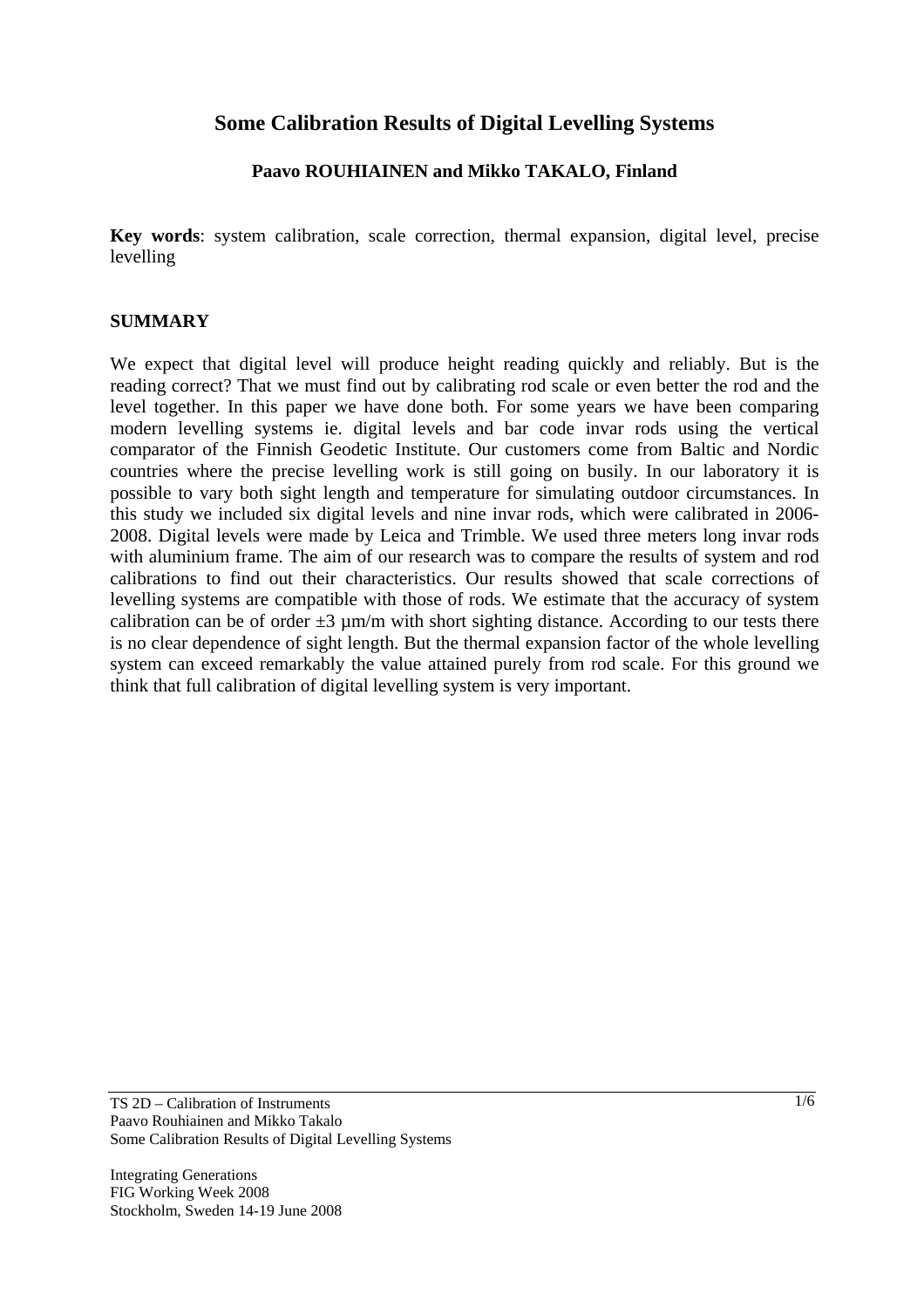# Some Calibration Results of Digital Levelling Systems

**Paavo ROUHIAINEN and Mikko TAKALO, Finland**

**Key words**: system calibration, scale correction, thermal expansion, digital level, precise levelling

## SUMMARY

We expect that digital level will produce height reading quickly and reliably. But is the reading correct? That we must find out by calibrating rod scale or even better the rod and the level together. In this paper we have done both. For some years we have been comparing modern levelling systems ie. digital levels and bar code invar rods using the vertical comparator of the Finnish Geodetic Institute. Our customers come from Baltic and Nordic countries where the precise levelling work is still going on busily. In our laboratory it is possible to vary both sight length and temperature for simulating outdoor circumstances. In this study we included six digital levels and nine invar rods, which were calibrated in 2006-2008. Digital levels were made by Leica and Trimble. We used three meters long invar rods with aluminium frame. The aim of our research was to compare the results of system and rod calibrations to find out their characteristics. Our results showed that scale corrections of levelling systems are compatible with those of rods. We estimate that the accuracy of system calibration can be of order ±3 µm/m with short sighting distance. According to our tests there is no clear dependence of sight length. But the thermal expansion factor of the whole levelling system can exceed remarkably the value attained purely from rod scale. For this ground we think that full calibration of digital levelling system is very important.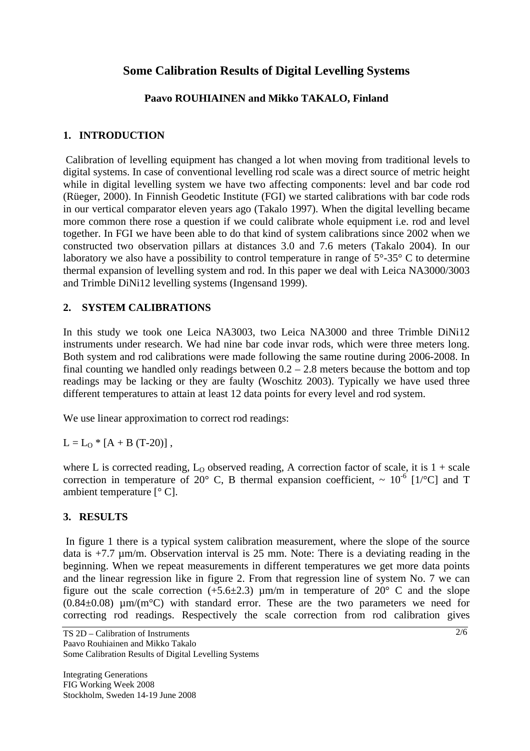# Some Calibration Results of Digital Levelling Systems

**Paavo ROUHIAINEN and Mikko TAKALO, Finland**

## 1. INTRODUCTION

Calibration of levelling equipment has changed a lot when moving from traditional levels to digital systems. In case of conventional levelling rod scale was a direct source of metric height while in digital levelling system we have two affecting components: level and bar code rod (Rüeger, 2000). In Finnish Geodetic Institute (FGI) we started calibrations with bar code rods in our vertical comparator eleven years ago (Takalo 1997). When the digital levelling became more common there rose a question if we could calibrate whole equipment i.e. rod and level together. In FGI we have been able to do that kind of system calibrations since 2002 when we constructed two observation pillars at distances 3.0 and 7.6 meters (Takalo 2004). In our laboratory we also have a possibility to control temperature in range of 5°-35° C to determine thermal expansion of levelling system and rod. In this paper we deal with Leica NA3000/3003 and Trimble DiNi12 levelling systems (Ingensand 1999).

## 2. SYSTEM CALIBRATIONS

In this study we took one Leica NA3003, two Leica NA3000 and three Trimble DiNi12 instruments under research. We had nine bar code invar rods, which were three meters long. Both system and rod calibrations were made following the same routine during 2006-2008. In final counting we handled only readings between 0.2 – 2.8 meters because the bottom and top readings may be lacking or they are faulty (Woschitz 2003). Typically we have used three different temperatures to attain at least 12 data points for every level and rod system.

We use linear approximation to correct rod readings:

$$L = L_O * [A + B (T-20)] ,$$

where L is corrected reading, $L_O$ observed reading, A correction factor of scale, it is 1 + scale correction in temperature of 20° C, B thermal expansion coefficient, ~ $10^{-6}$ [1/°C] and T ambient temperature [° C].

## 3. RESULTS

In figure 1 there is a typical system calibration measurement, where the slope of the source data is +7.7 µm/m. Observation interval is 25 mm. Note: There is a deviating reading in the beginning. When we repeat measurements in different temperatures we get more data points and the linear regression like in figure 2. From that regression line of system No. 7 we can figure out the scale correction (+5.6±2.3) µm/m in temperature of 20° C and the slope (0.84±0.08) µm/(m°C) with standard error. These are the two parameters we need for correcting rod readings. Respectively the scale correction from rod calibration gives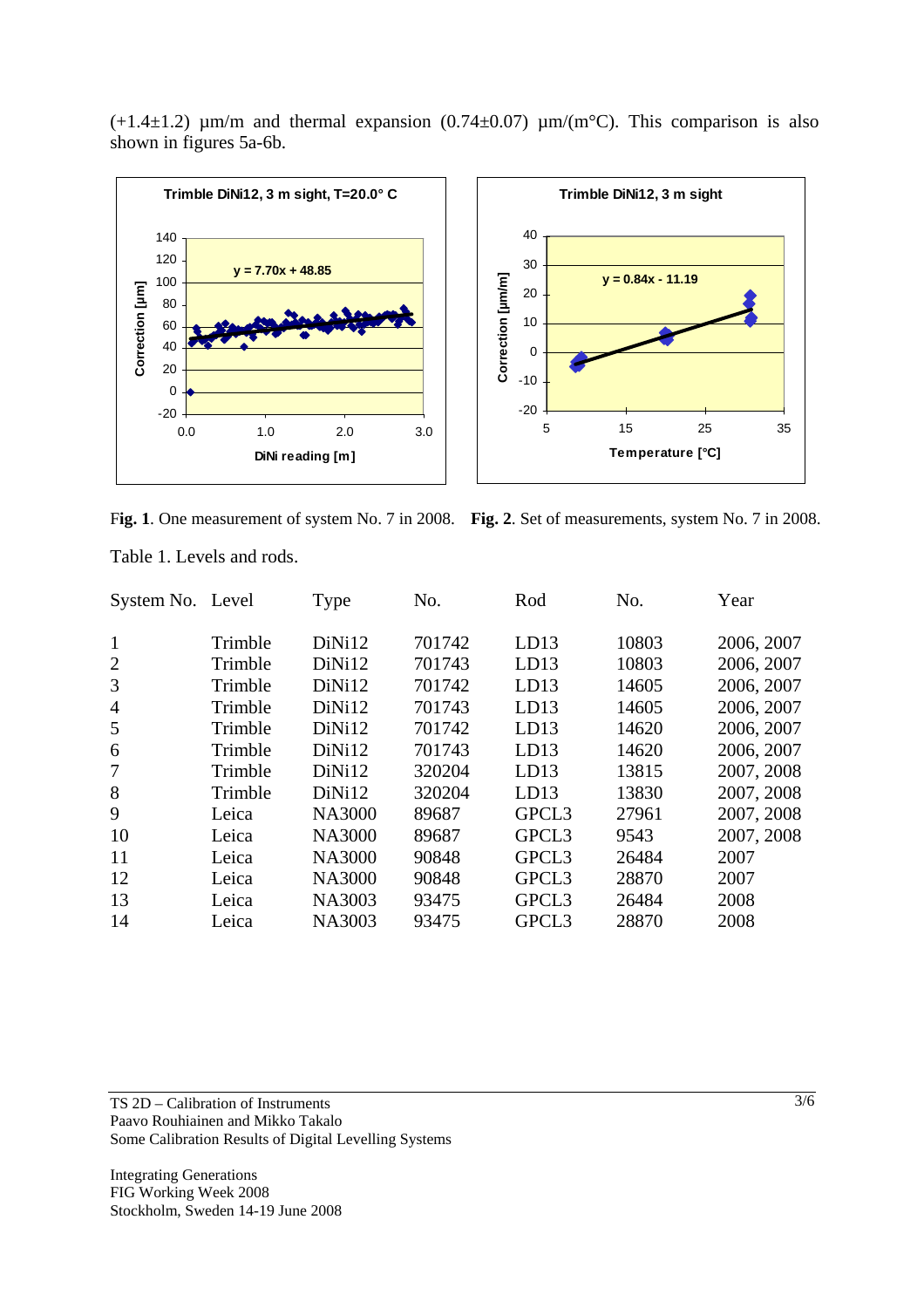(+1.4±1.2) µm/m and thermal expansion (0.74±0.07) µm/(m°C). This comparison is also shown in figures 5a-6b.

**Fig. 1**. One measurement of system No. 7 in 2008. **Fig. 2**. Set of measurements, system No. 7 in 2008.

Table 1. Levels and rods.

| System No. | Level | Type | No. | Rod | No. | Year |
|---|---|---|---|---|---|---|
| 1 | Trimble | DiNi12 | 701742 | LD13 | 10803 | 2006, 2007 |
| 2 | Trimble | DiNi12 | 701743 | LD13 | 10803 | 2006, 2007 |
| 3 | Trimble | DiNi12 | 701742 | LD13 | 14605 | 2006, 2007 |
| 4 | Trimble | DiNi12 | 701743 | LD13 | 14605 | 2006, 2007 |
| 5 | Trimble | DiNi12 | 701742 | LD13 | 14620 | 2006, 2007 |
| 6 | Trimble | DiNi12 | 701743 | LD13 | 14620 | 2006, 2007 |
| 7 | Trimble | DiNi12 | 320204 | LD13 | 13815 | 2007, 2008 |
| 8 | Trimble | DiNi12 | 320204 | LD13 | 13830 | 2007, 2008 |
| 9 | Leica | NA3000 | 89687 | GPCL3 | 27961 | 2007, 2008 |
| 10 | Leica | NA3000 | 89687 | GPCL3 | 9543 | 2007, 2008 |
| 11 | Leica | NA3000 | 90848 | GPCL3 | 26484 | 2007 |
| 12 | Leica | NA3000 | 90848 | GPCL3 | 28870 | 2007 |
| 13 | Leica | NA3003 | 93475 | GPCL3 | 26484 | 2008 |
| 14 | Leica | NA3003 | 93475 | GPCL3 | 28870 | 2008 |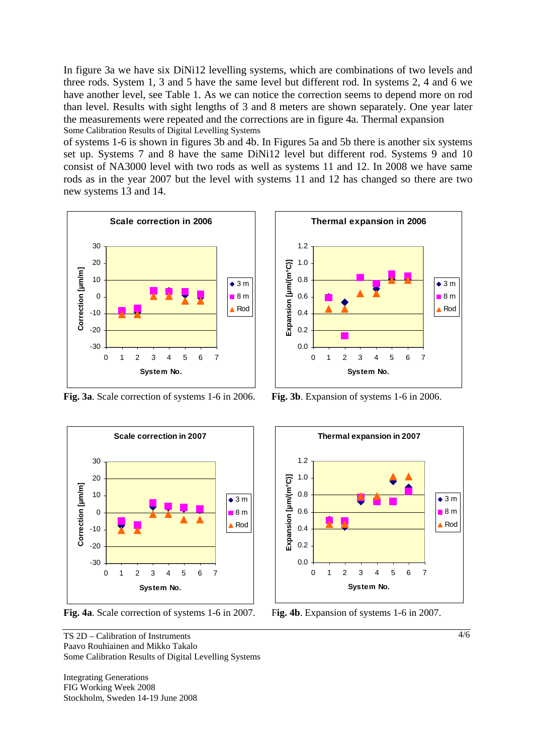In figure 3a we have six DiNi12 levelling systems, which are combinations of two levels and three rods. System 1, 3 and 5 have the same level but different rod. In systems 2, 4 and 6 we have another level, see Table 1. As we can notice the correction seems to depend more on rod than level. Results with sight lengths of 3 and 8 meters are shown separately. One year later the measurements were repeated and the corrections are in figure 4a. Thermal expansion of systems 1-6 is shown in figures 3b and 4b. In Figures 5a and 5b there is another six systems set up. Systems 7 and 8 have the same DiNi12 level but different rod. Systems 9 and 10 consist of NA3000 level with two rods as well as systems 11 and 12. In 2008 we have same rods as in the year 2007 but the level with systems 11 and 12 has changed so there are two new systems 13 and 14.

**Fig. 3a**. Scale correction of systems 1-6 in 2006.

**Fig. 3b**. Expansion of systems 1-6 in 2006.

**Fig. 4a**. Scale correction of systems 1-6 in 2007.

**Fig. 4b**. Expansion of systems 1-6 in 2007.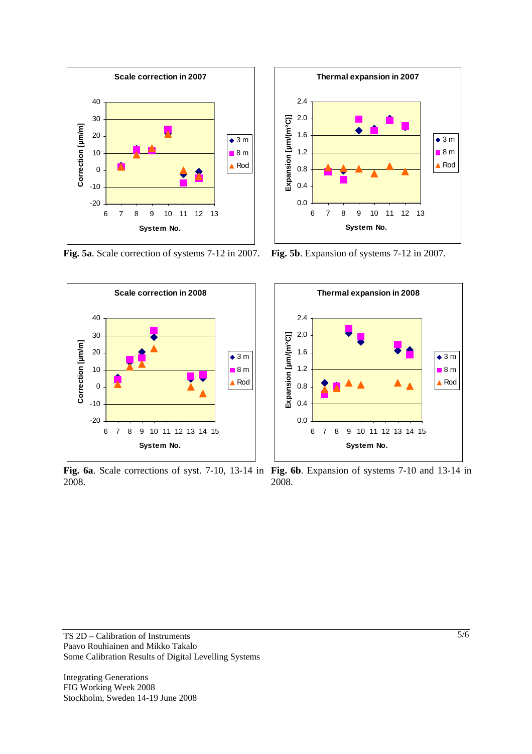**Fig. 5a**. Scale correction of systems 7-12 in 2007.

**Fig. 5b**. Expansion of systems 7-12 in 2007.

**Fig. 6a**. Scale corrections of syst. 7-10, 13-14 in 2008.

**Fig. 6b**. Expansion of systems 7-10 and 13-14 in 2008.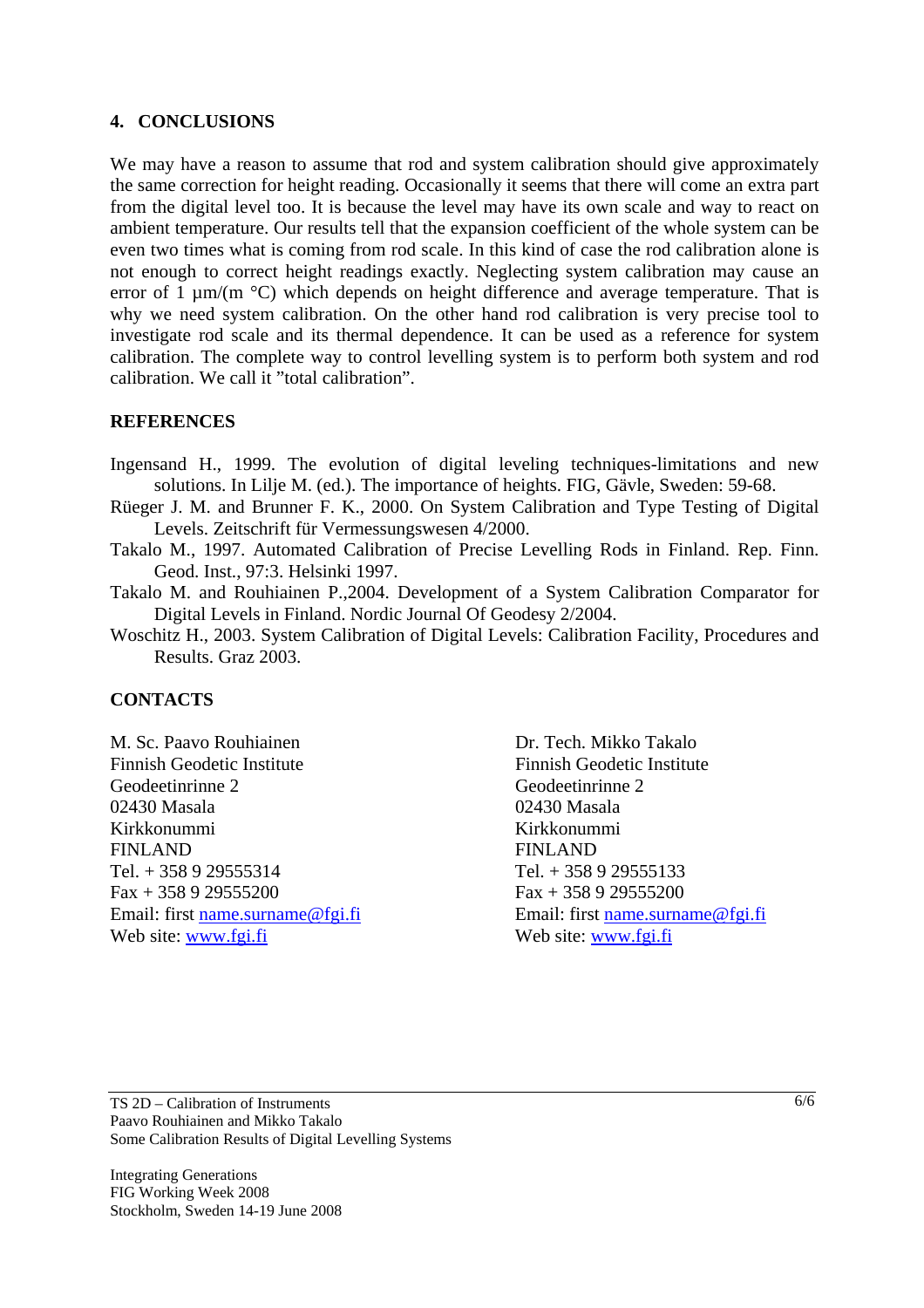## 4. CONCLUSIONS

We may have a reason to assume that rod and system calibration should give approximately the same correction for height reading. Occasionally it seems that there will come an extra part from the digital level too. It is because the level may have its own scale and way to react on ambient temperature. Our results tell that the expansion coefficient of the whole system can be even two times what is coming from rod scale. In this kind of case the rod calibration alone is not enough to correct height readings exactly. Neglecting system calibration may cause an error of 1 µm/(m °C) which depends on height difference and average temperature. That is why we need system calibration. On the other hand rod calibration is very precise tool to investigate rod scale and its thermal dependence. It can be used as a reference for system calibration. The complete way to control levelling system is to perform both system and rod calibration. We call it ”total calibration”.

## REFERENCES

Ingensand H., 1999. The evolution of digital leveling techniques-limitations and new solutions. In Lilje M. (ed.). The importance of heights. FIG, Gävle, Sweden: 59-68.

Rüeger J. M. and Brunner F. K., 2000. On System Calibration and Type Testing of Digital Levels. Zeitschrift für Vermessungswesen 4/2000.

Takalo M., 1997. Automated Calibration of Precise Levelling Rods in Finland. Rep. Finn. Geod. Inst., 97:3. Helsinki 1997.

Takalo M. and Rouhiainen P.,2004. Development of a System Calibration Comparator for Digital Levels in Finland. Nordic Journal Of Geodesy 2/2004.

Woschitz H., 2003. System Calibration of Digital Levels: Calibration Facility, Procedures and Results. Graz 2003.

## CONTACTS

M. Sc. Paavo Rouhiainen
Finnish Geodetic Institute
Geodeetinrinne 2
02430 Masala
Kirkkonummi
FINLAND
Tel. + 358 9 29555314
Fax + 358 9 29555200
Email: first name.surname@fgi.fi
Web site: www.fgi.fi

Dr. Tech. Mikko Takalo
Finnish Geodetic Institute
Geodeetinrinne 2
02430 Masala
Kirkkonummi
FINLAND
Tel. + 358 9 29555133
Fax + 358 9 29555200
Email: first name.surname@fgi.fi
Web site: www.fgi.fi